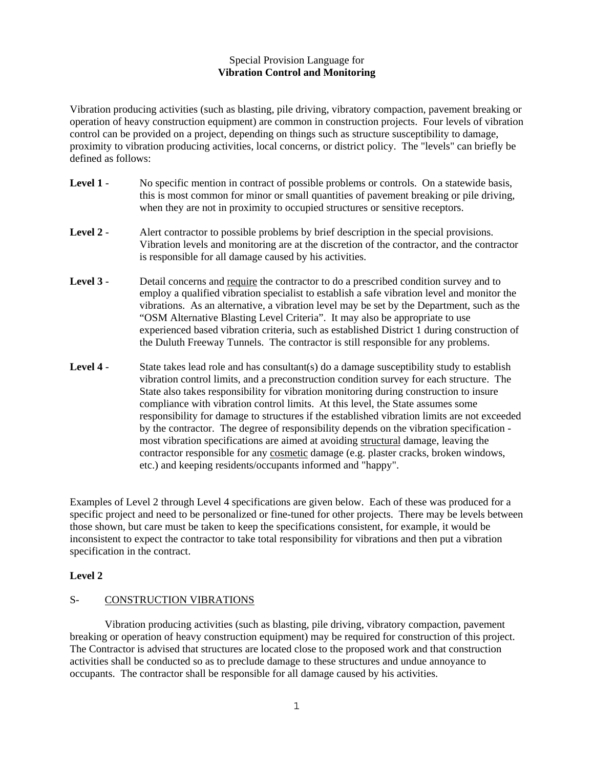Special Provision Language for
**Vibration Control and Monitoring**

Vibration producing activities (such as blasting, pile driving, vibratory compaction, pavement breaking or operation of heavy construction equipment) are common in construction projects. Four levels of vibration control can be provided on a project, depending on things such as structure susceptibility to damage, proximity to vibration producing activities, local concerns, or district policy. The "levels" can briefly be defined as follows:

**Level 1** - No specific mention in contract of possible problems or controls. On a statewide basis, this is most common for minor or small quantities of pavement breaking or pile driving, when they are not in proximity to occupied structures or sensitive receptors.

**Level 2** - Alert contractor to possible problems by brief description in the special provisions. Vibration levels and monitoring are at the discretion of the contractor, and the contractor is responsible for all damage caused by his activities.

**Level 3** - Detail concerns and <u>require</u> the contractor to do a prescribed condition survey and to employ a qualified vibration specialist to establish a safe vibration level and monitor the vibrations. As an alternative, a vibration level may be set by the Department, such as the "OSM Alternative Blasting Level Criteria". It may also be appropriate to use experienced based vibration criteria, such as established District 1 during construction of the Duluth Freeway Tunnels. The contractor is still responsible for any problems.

**Level 4** - State takes lead role and has consultant(s) do a damage susceptibility study to establish vibration control limits, and a preconstruction condition survey for each structure. The State also takes responsibility for vibration monitoring during construction to insure compliance with vibration control limits. At this level, the State assumes some responsibility for damage to structures if the established vibration limits are not exceeded by the contractor. The degree of responsibility depends on the vibration specification - most vibration specifications are aimed at avoiding <u>structural</u> damage, leaving the contractor responsible for any <u>cosmetic</u> damage (e.g. plaster cracks, broken windows, etc.) and keeping residents/occupants informed and "happy".

Examples of Level 2 through Level 4 specifications are given below. Each of these was produced for a specific project and need to be personalized or fine-tuned for other projects. There may be levels between those shown, but care must be taken to keep the specifications consistent, for example, it would be inconsistent to expect the contractor to take total responsibility for vibrations and then put a vibration specification in the contract.

**Level 2**

S- <u>CONSTRUCTION VIBRATIONS</u>

Vibration producing activities (such as blasting, pile driving, vibratory compaction, pavement breaking or operation of heavy construction equipment) may be required for construction of this project. The Contractor is advised that structures are located close to the proposed work and that construction activities shall be conducted so as to preclude damage to these structures and undue annoyance to occupants. The contractor shall be responsible for all damage caused by his activities.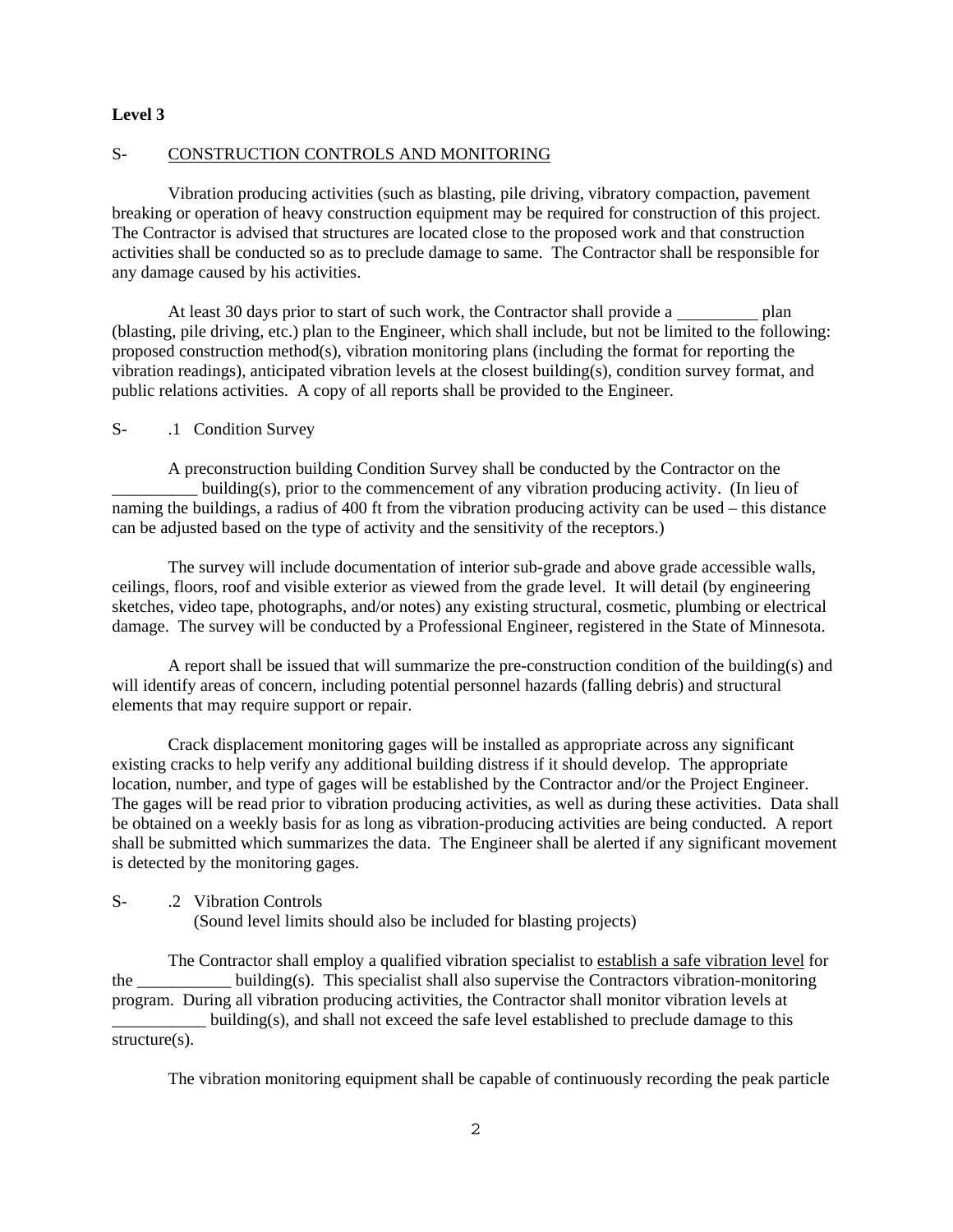**Level 3**

S- <u>CONSTRUCTION CONTROLS AND MONITORING</u>

Vibration producing activities (such as blasting, pile driving, vibratory compaction, pavement breaking or operation of heavy construction equipment may be required for construction of this project. The Contractor is advised that structures are located close to the proposed work and that construction activities shall be conducted so as to preclude damage to same. The Contractor shall be responsible for any damage caused by his activities.

At least 30 days prior to start of such work, the Contractor shall provide a _________ plan (blasting, pile driving, etc.) plan to the Engineer, which shall include, but not be limited to the following: proposed construction method(s), vibration monitoring plans (including the format for reporting the vibration readings), anticipated vibration levels at the closest building(s), condition survey format, and public relations activities. A copy of all reports shall be provided to the Engineer.

S- .1 Condition Survey

A preconstruction building Condition Survey shall be conducted by the Contractor on the __________ building(s), prior to the commencement of any vibration producing activity. (In lieu of naming the buildings, a radius of 400 ft from the vibration producing activity can be used – this distance can be adjusted based on the type of activity and the sensitivity of the receptors.)

The survey will include documentation of interior sub-grade and above grade accessible walls, ceilings, floors, roof and visible exterior as viewed from the grade level. It will detail (by engineering sketches, video tape, photographs, and/or notes) any existing structural, cosmetic, plumbing or electrical damage. The survey will be conducted by a Professional Engineer, registered in the State of Minnesota.

A report shall be issued that will summarize the pre-construction condition of the building(s) and will identify areas of concern, including potential personnel hazards (falling debris) and structural elements that may require support or repair.

Crack displacement monitoring gages will be installed as appropriate across any significant existing cracks to help verify any additional building distress if it should develop. The appropriate location, number, and type of gages will be established by the Contractor and/or the Project Engineer. The gages will be read prior to vibration producing activities, as well as during these activities. Data shall be obtained on a weekly basis for as long as vibration-producing activities are being conducted. A report shall be submitted which summarizes the data. The Engineer shall be alerted if any significant movement is detected by the monitoring gages.

S- .2 Vibration Controls
(Sound level limits should also be included for blasting projects)

The Contractor shall employ a qualified vibration specialist to <u>establish a safe vibration level</u> for the ___________ building(s). This specialist shall also supervise the Contractors vibration-monitoring program. During all vibration producing activities, the Contractor shall monitor vibration levels at ___________ building(s), and shall not exceed the safe level established to preclude damage to this structure(s).

The vibration monitoring equipment shall be capable of continuously recording the peak particle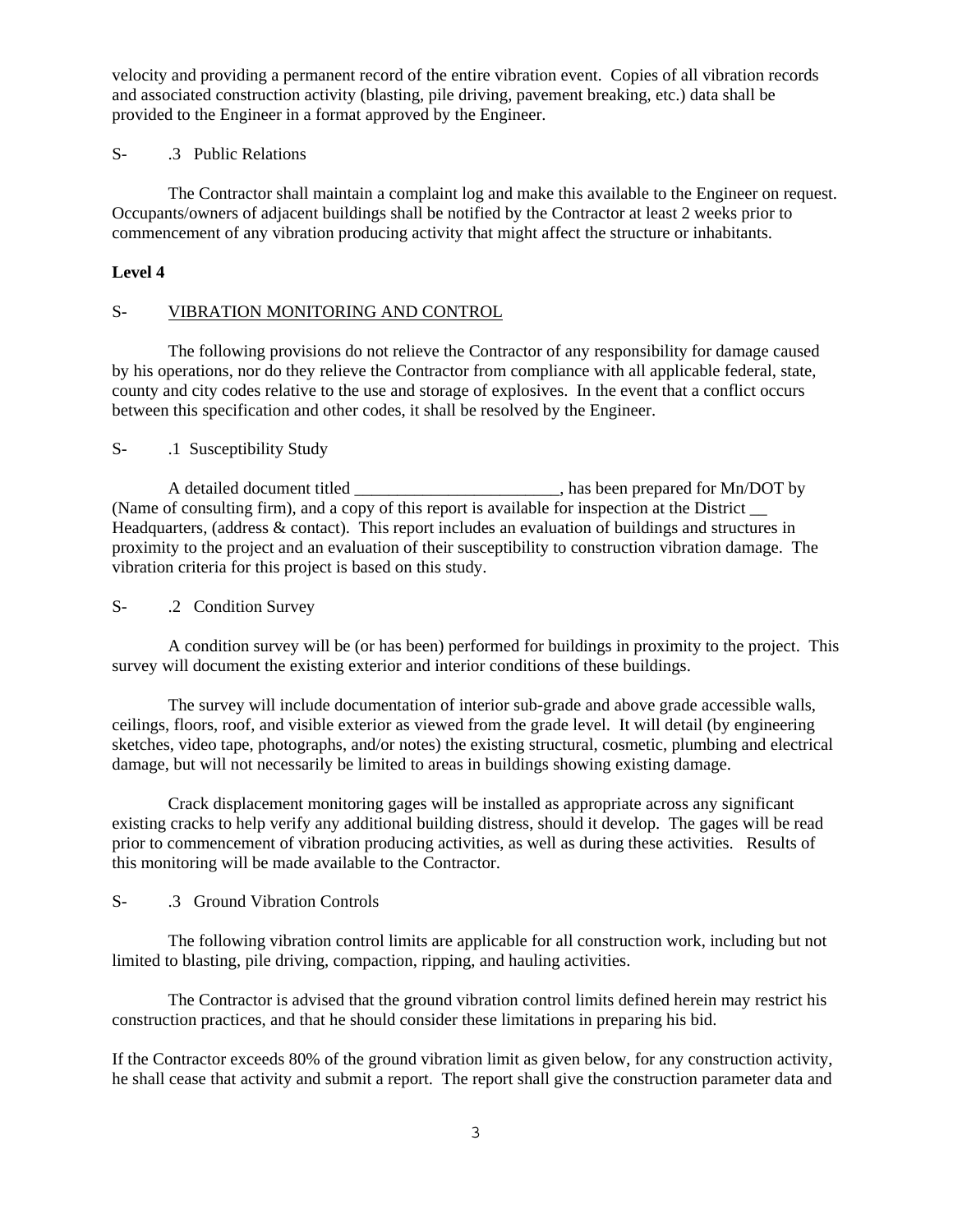velocity and providing a permanent record of the entire vibration event. Copies of all vibration records and associated construction activity (blasting, pile driving, pavement breaking, etc.) data shall be provided to the Engineer in a format approved by the Engineer.

S- .3 Public Relations

The Contractor shall maintain a complaint log and make this available to the Engineer on request. Occupants/owners of adjacent buildings shall be notified by the Contractor at least 2 weeks prior to commencement of any vibration producing activity that might affect the structure or inhabitants.

**Level 4**

S- VIBRATION MONITORING AND CONTROL

The following provisions do not relieve the Contractor of any responsibility for damage caused by his operations, nor do they relieve the Contractor from compliance with all applicable federal, state, county and city codes relative to the use and storage of explosives. In the event that a conflict occurs between this specification and other codes, it shall be resolved by the Engineer.

S- .1 Susceptibility Study

A detailed document titled ________________________, has been prepared for Mn/DOT by (Name of consulting firm), and a copy of this report is available for inspection at the District __ Headquarters, (address & contact). This report includes an evaluation of buildings and structures in proximity to the project and an evaluation of their susceptibility to construction vibration damage. The vibration criteria for this project is based on this study.

S- .2 Condition Survey

A condition survey will be (or has been) performed for buildings in proximity to the project. This survey will document the existing exterior and interior conditions of these buildings.

The survey will include documentation of interior sub-grade and above grade accessible walls, ceilings, floors, roof, and visible exterior as viewed from the grade level. It will detail (by engineering sketches, video tape, photographs, and/or notes) the existing structural, cosmetic, plumbing and electrical damage, but will not necessarily be limited to areas in buildings showing existing damage.

Crack displacement monitoring gages will be installed as appropriate across any significant existing cracks to help verify any additional building distress, should it develop. The gages will be read prior to commencement of vibration producing activities, as well as during these activities. Results of this monitoring will be made available to the Contractor.

S- .3 Ground Vibration Controls

The following vibration control limits are applicable for all construction work, including but not limited to blasting, pile driving, compaction, ripping, and hauling activities.

The Contractor is advised that the ground vibration control limits defined herein may restrict his construction practices, and that he should consider these limitations in preparing his bid.

If the Contractor exceeds 80% of the ground vibration limit as given below, for any construction activity, he shall cease that activity and submit a report. The report shall give the construction parameter data and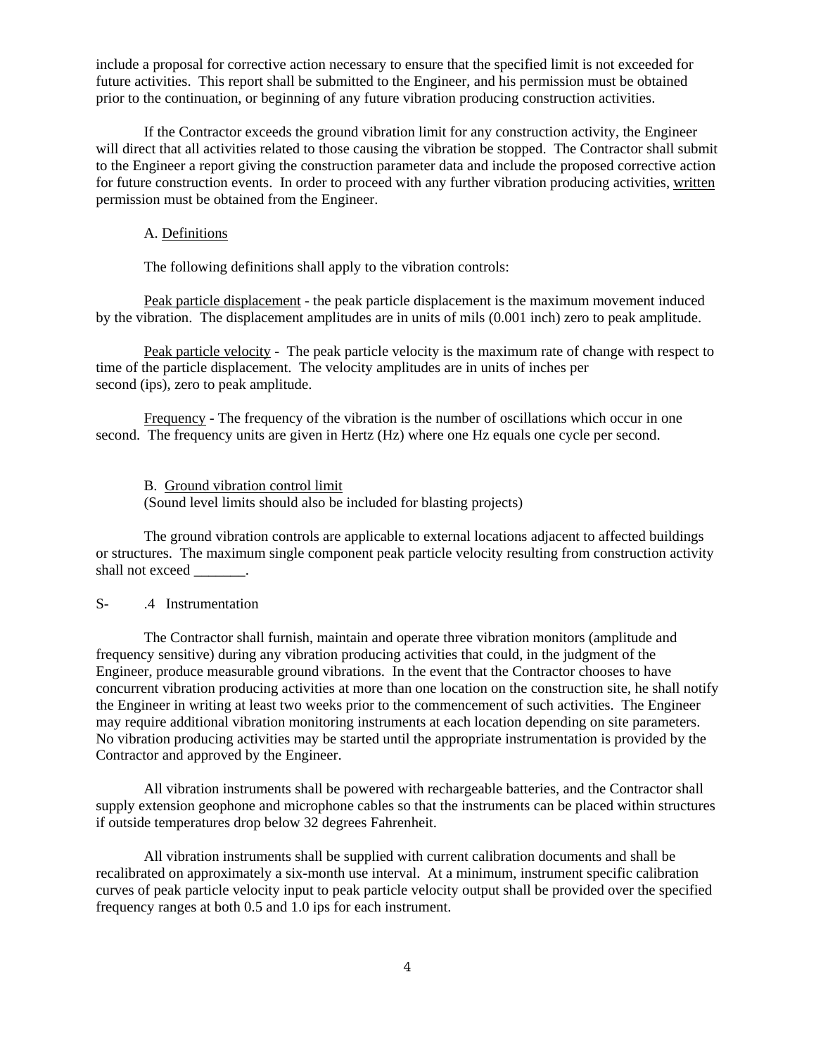include a proposal for corrective action necessary to ensure that the specified limit is not exceeded for future activities. This report shall be submitted to the Engineer, and his permission must be obtained prior to the continuation, or beginning of any future vibration producing construction activities.

If the Contractor exceeds the ground vibration limit for any construction activity, the Engineer will direct that all activities related to those causing the vibration be stopped. The Contractor shall submit to the Engineer a report giving the construction parameter data and include the proposed corrective action for future construction events. In order to proceed with any further vibration producing activities, <u>written</u> permission must be obtained from the Engineer.

A. <u>Definitions</u>

The following definitions shall apply to the vibration controls:

<u>Peak particle displacement</u> - the peak particle displacement is the maximum movement induced by the vibration. The displacement amplitudes are in units of mils (0.001 inch) zero to peak amplitude.

<u>Peak particle velocity</u> - The peak particle velocity is the maximum rate of change with respect to time of the particle displacement. The velocity amplitudes are in units of inches per second (ips), zero to peak amplitude.

<u>Frequency</u> - The frequency of the vibration is the number of oscillations which occur in one second. The frequency units are given in Hertz (Hz) where one Hz equals one cycle per second.

B. <u>Ground vibration control limit</u>
(Sound level limits should also be included for blasting projects)

The ground vibration controls are applicable to external locations adjacent to affected buildings or structures. The maximum single component peak particle velocity resulting from construction activity shall not exceed _______.

S- .4 Instrumentation

The Contractor shall furnish, maintain and operate three vibration monitors (amplitude and frequency sensitive) during any vibration producing activities that could, in the judgment of the Engineer, produce measurable ground vibrations. In the event that the Contractor chooses to have concurrent vibration producing activities at more than one location on the construction site, he shall notify the Engineer in writing at least two weeks prior to the commencement of such activities. The Engineer may require additional vibration monitoring instruments at each location depending on site parameters. No vibration producing activities may be started until the appropriate instrumentation is provided by the Contractor and approved by the Engineer.

All vibration instruments shall be powered with rechargeable batteries, and the Contractor shall supply extension geophone and microphone cables so that the instruments can be placed within structures if outside temperatures drop below 32 degrees Fahrenheit.

All vibration instruments shall be supplied with current calibration documents and shall be recalibrated on approximately a six-month use interval. At a minimum, instrument specific calibration curves of peak particle velocity input to peak particle velocity output shall be provided over the specified frequency ranges at both 0.5 and 1.0 ips for each instrument.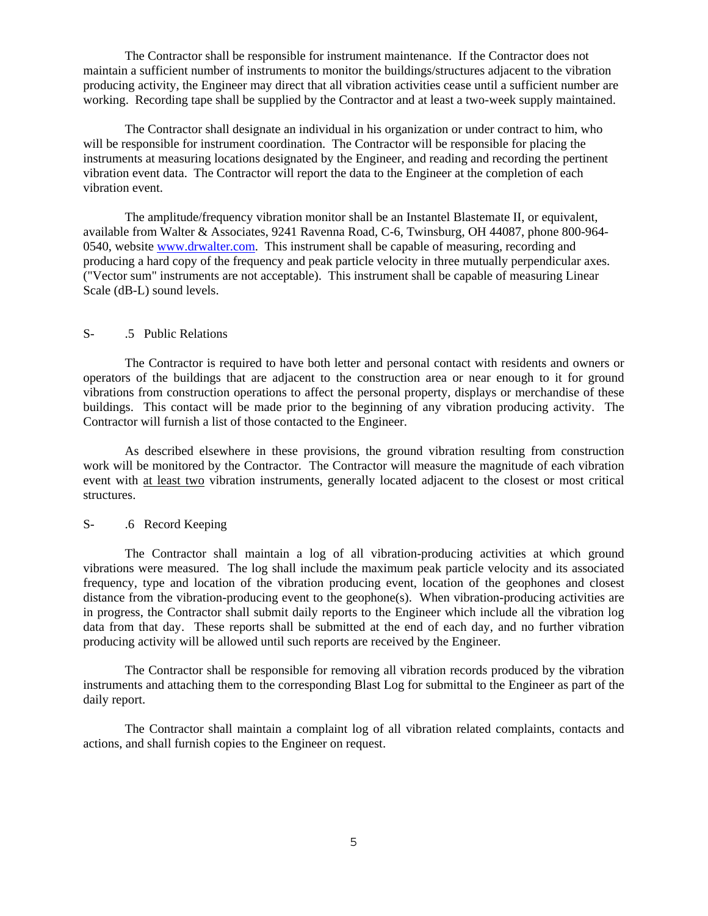The Contractor shall be responsible for instrument maintenance. If the Contractor does not maintain a sufficient number of instruments to monitor the buildings/structures adjacent to the vibration producing activity, the Engineer may direct that all vibration activities cease until a sufficient number are working. Recording tape shall be supplied by the Contractor and at least a two-week supply maintained.

The Contractor shall designate an individual in his organization or under contract to him, who will be responsible for instrument coordination. The Contractor will be responsible for placing the instruments at measuring locations designated by the Engineer, and reading and recording the pertinent vibration event data. The Contractor will report the data to the Engineer at the completion of each vibration event.

The amplitude/frequency vibration monitor shall be an Instantel Blastemate II, or equivalent, available from Walter & Associates, 9241 Ravenna Road, C-6, Twinsburg, OH 44087, phone 800-964-0540, website www.drwalter.com. This instrument shall be capable of measuring, recording and producing a hard copy of the frequency and peak particle velocity in three mutually perpendicular axes. ("Vector sum" instruments are not acceptable). This instrument shall be capable of measuring Linear Scale (dB-L) sound levels.

## S- .5 Public Relations

The Contractor is required to have both letter and personal contact with residents and owners or operators of the buildings that are adjacent to the construction area or near enough to it for ground vibrations from construction operations to affect the personal property, displays or merchandise of these buildings. This contact will be made prior to the beginning of any vibration producing activity. The Contractor will furnish a list of those contacted to the Engineer.

As described elsewhere in these provisions, the ground vibration resulting from construction work will be monitored by the Contractor. The Contractor will measure the magnitude of each vibration event with at least two vibration instruments, generally located adjacent to the closest or most critical structures.

## S- .6 Record Keeping

The Contractor shall maintain a log of all vibration-producing activities at which ground vibrations were measured. The log shall include the maximum peak particle velocity and its associated frequency, type and location of the vibration producing event, location of the geophones and closest distance from the vibration-producing event to the geophone(s). When vibration-producing activities are in progress, the Contractor shall submit daily reports to the Engineer which include all the vibration log data from that day. These reports shall be submitted at the end of each day, and no further vibration producing activity will be allowed until such reports are received by the Engineer.

The Contractor shall be responsible for removing all vibration records produced by the vibration instruments and attaching them to the corresponding Blast Log for submittal to the Engineer as part of the daily report.

The Contractor shall maintain a complaint log of all vibration related complaints, contacts and actions, and shall furnish copies to the Engineer on request.